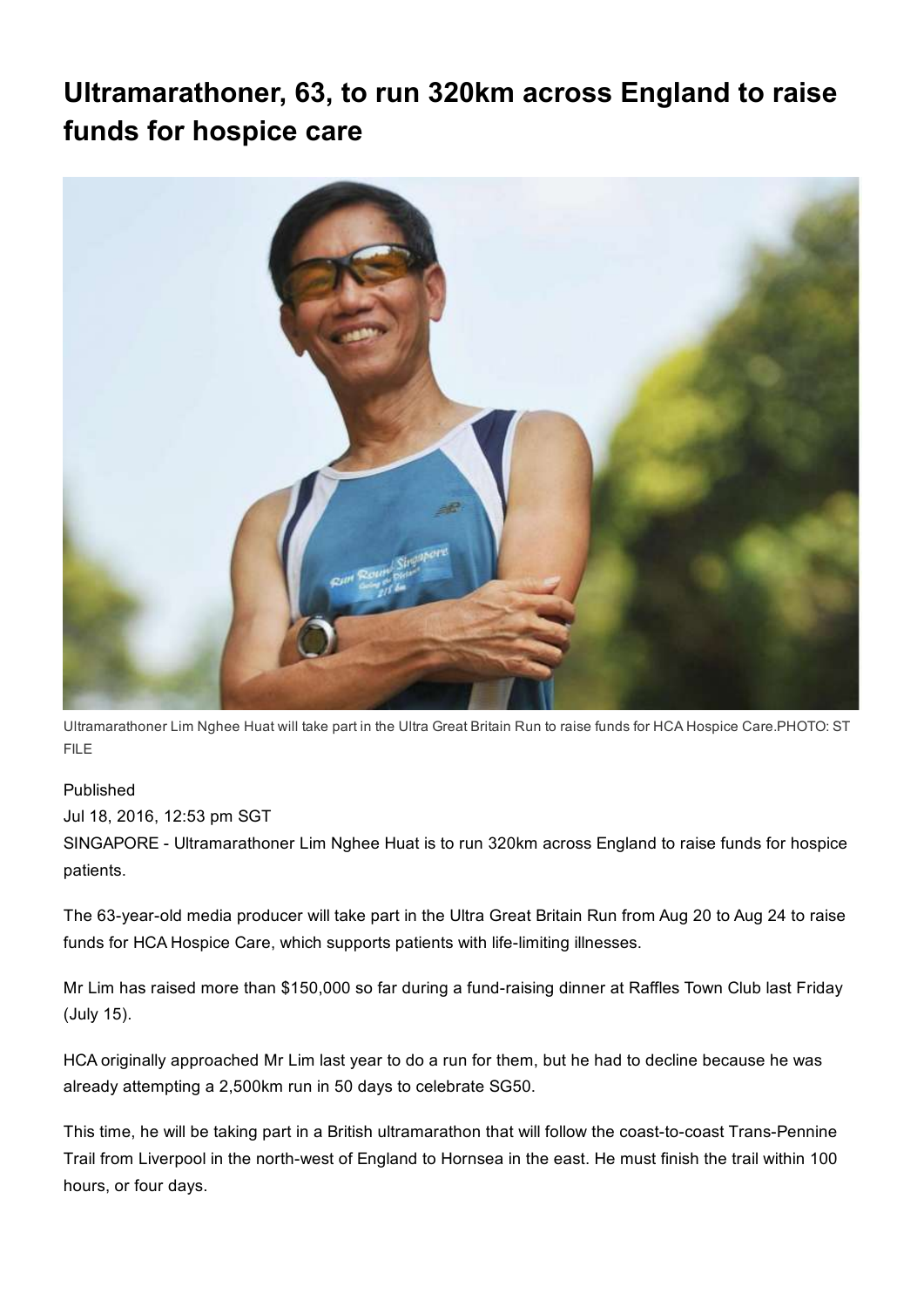# Ultramarathoner, 63, to run 320km across England to raise funds for hospice care

Ultramarathoner Lim Nghee Huat will take part in the Ultra Great Britain Run to raise funds for HCA Hospice Care.PHOTO: ST FILE

Published
Jul 18, 2016, 12:53 pm SGT

SINGAPORE - Ultramarathoner Lim Nghee Huat is to run 320km across England to raise funds for hospice patients.

The 63-year-old media producer will take part in the Ultra Great Britain Run from Aug 20 to Aug 24 to raise funds for HCA Hospice Care, which supports patients with life-limiting illnesses.

Mr Lim has raised more than $150,000 so far during a fund-raising dinner at Raffles Town Club last Friday (July 15).

HCA originally approached Mr Lim last year to do a run for them, but he had to decline because he was already attempting a 2,500km run in 50 days to celebrate SG50.

This time, he will be taking part in a British ultramarathon that will follow the coast-to-coast Trans-Pennine Trail from Liverpool in the north-west of England to Hornsea in the east. He must finish the trail within 100 hours, or four days.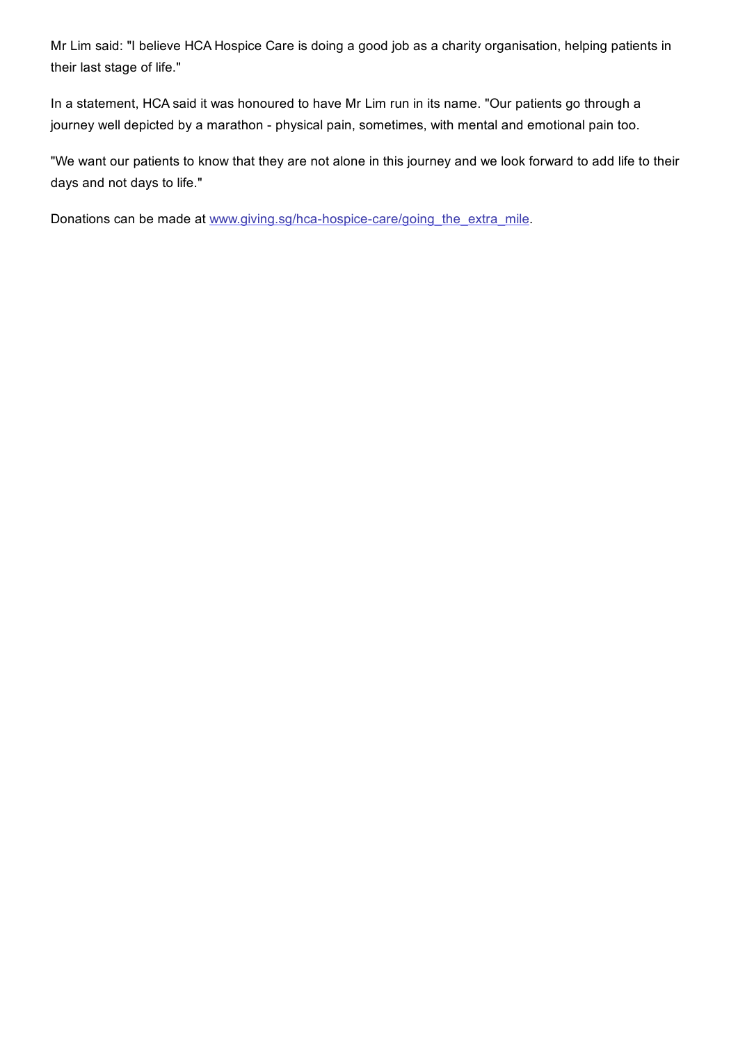Mr Lim said: "I believe HCA Hospice Care is doing a good job as a charity organisation, helping patients in their last stage of life."

In a statement, HCA said it was honoured to have Mr Lim run in its name. "Our patients go through a journey well depicted by a marathon - physical pain, sometimes, with mental and emotional pain too.

"We want our patients to know that they are not alone in this journey and we look forward to add life to their days and not days to life."

Donations can be made at [www.giving.sg/hca-hospice-care/going_the_extra_mile](www.giving.sg/hca-hospice-care/going_the_extra_mile).